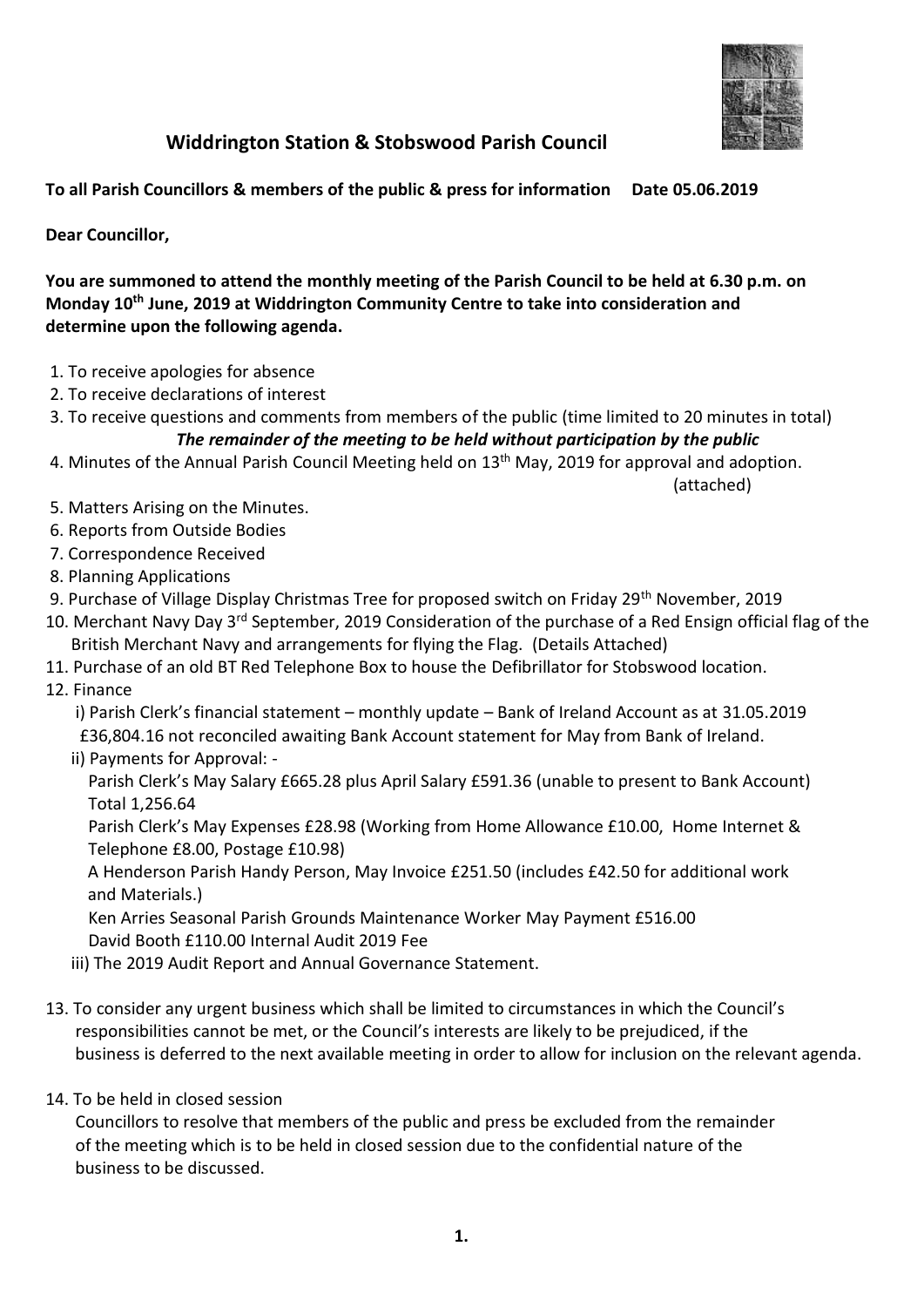# Widdrington Station & Stobswood Parish Council

**To all Parish Councillors & members of the public & press for information Date 05.06.2019**

**Dear Councillor,**

**You are summoned to attend the monthly meeting of the Parish Council to be held at 6.30 p.m. on Monday 10th June, 2019 at Widdrington Community Centre to take into consideration and determine upon the following agenda.**

1. To receive apologies for absence
2. To receive declarations of interest
3. To receive questions and comments from members of the public (time limited to 20 minutes in total)

   ***The remainder of the meeting to be held without participation by the public***

4. Minutes of the Annual Parish Council Meeting held on 13th May, 2019 for approval and adoption. (attached)
5. Matters Arising on the Minutes.
6. Reports from Outside Bodies
7. Correspondence Received
8. Planning Applications
9. Purchase of Village Display Christmas Tree for proposed switch on Friday 29th November, 2019
10. Merchant Navy Day 3rd September, 2019 Consideration of the purchase of a Red Ensign official flag of the British Merchant Navy and arrangements for flying the Flag. (Details Attached)
11. Purchase of an old BT Red Telephone Box to house the Defibrillator for Stobswood location.
12. Finance
    - i) Parish Clerk's financial statement – monthly update – Bank of Ireland Account as at 31.05.2019 £36,804.16 not reconciled awaiting Bank Account statement for May from Bank of Ireland.
    - ii) Payments for Approval: -

      Parish Clerk's May Salary £665.28 plus April Salary £591.36 (unable to present to Bank Account) Total 1,256.64

      Parish Clerk's May Expenses £28.98 (Working from Home Allowance £10.00, Home Internet & Telephone £8.00, Postage £10.98)

      A Henderson Parish Handy Person, May Invoice £251.50 (includes £42.50 for additional work and Materials.)

      Ken Arries Seasonal Parish Grounds Maintenance Worker May Payment £516.00

      David Booth £110.00 Internal Audit 2019 Fee
    - iii) The 2019 Audit Report and Annual Governance Statement.

13. To consider any urgent business which shall be limited to circumstances in which the Council's responsibilities cannot be met, or the Council's interests are likely to be prejudiced, if the business is deferred to the next available meeting in order to allow for inclusion on the relevant agenda.

14. To be held in closed session

    Councillors to resolve that members of the public and press be excluded from the remainder of the meeting which is to be held in closed session due to the confidential nature of the business to be discussed.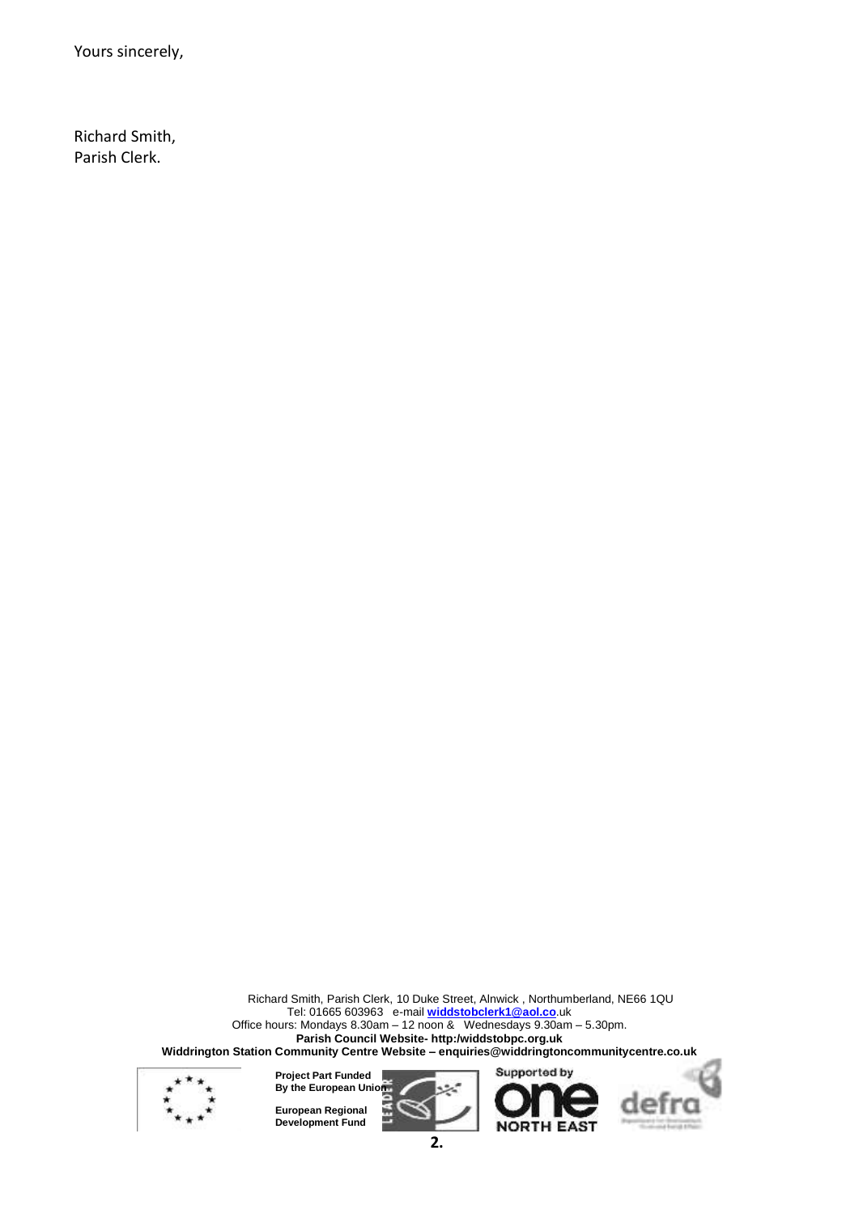Yours sincerely,

Richard Smith,
Parish Clerk.

Richard Smith, Parish Clerk, 10 Duke Street, Alnwick , Northumberland, NE66 1QU
Tel: 01665 603963 e-mail **widdstobclerk1@aol.co**.uk
Office hours: Mondays 8.30am – 12 noon & Wednesdays 9.30am – 5.30pm.
**Parish Council Website- http:/widdstobpc.org.uk**
**Widdrington Station Community Centre Website – enquiries@widdringtoncommunitycentre.co.uk**

**Project Part Funded By the European Union**

**European Regional Development Fund**

Supported by one NORTH EAST

defra